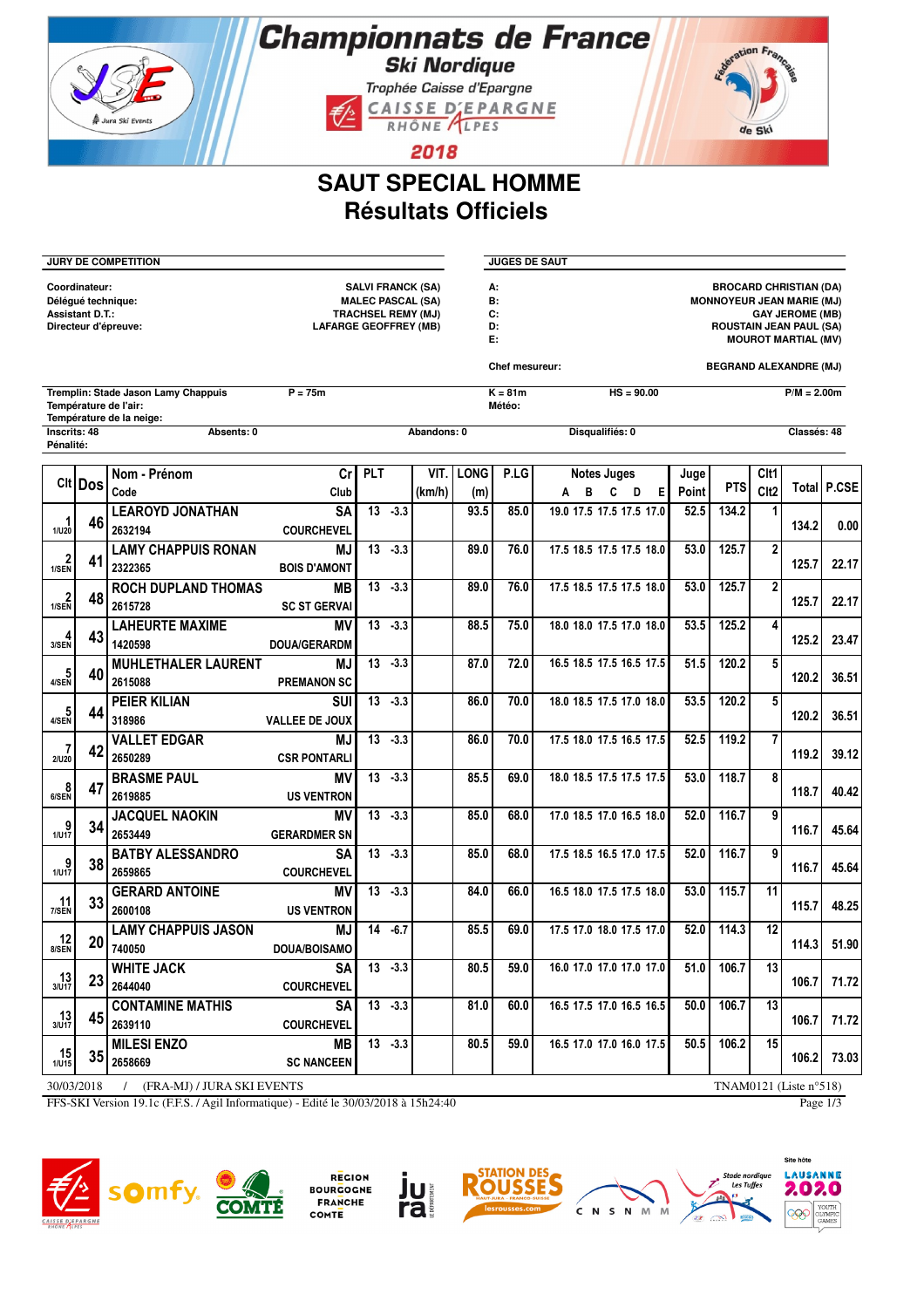# Championnats de France

## Ski Nordique

Trophée Caisse d'Epargne

CAISSE D'EPARGNE RHÔNE ALPES

2018

# SAUT SPECIAL HOMME
# Résultats Officiels

**JURY DE COMPETITION**

| | |
|---|---|
| Coordinateur: | SALVI FRANCK (SA) |
| Délégué technique: | MALEC PASCAL (SA) |
| Assistant D.T.: | TRACHSEL REMY (MJ) |
| Directeur d'épreuve: | LAFARGE GEOFFREY (MB) |

**JUGES DE SAUT**

| | |
|---|---|
| A: | BROCARD CHRISTIAN (DA) |
| B: | MONNOYEUR JEAN MARIE (MJ) |
| C: | GAY JEROME (MB) |
| D: | ROUSTAIN JEAN PAUL (SA) |
| E: | MOUROT MARTIAL (MV) |
| Chef mesureur: | BEGRAND ALEXANDRE (MJ) |

Tremplin: Stade Jason Lamy Chappuis    P = 75m    K = 81m    HS = 90.00    P/M = 2.00m

Température de l'air:    Météo:

Température de la neige:

Inscrits: 48    Absents: 0    Abandons: 0    Disqualifiés: 0    Classés: 48

Pénalité:

| Clt | Dos | Nom - Prénom / Code | Cr / Club | PLT | | VIT. (km/h) | LONG (m) | P.LG | Notes Juges A B C D E | Juge Point | PTS | Clt1 Clt2 | Total | P.CSE |
|---|---|---|---|---|---|---|---|---|---|---|---|---|---|---|
| 1 1/U20 | 46 | LEAROYD JONATHAN 2632194 | SA COURCHEVEL | 13 | -3.3 | | 93.5 | 85.0 | 19.0 17.5 17.5 17.5 17.0 | 52.5 | 134.2 | 1 | 134.2 | 0.00 |
| 2 1/SEN | 41 | LAMY CHAPPUIS RONAN 2322365 | MJ BOIS D'AMONT | 13 | -3.3 | | 89.0 | 76.0 | 17.5 18.5 17.5 17.5 18.0 | 53.0 | 125.7 | 2 | 125.7 | 22.17 |
| 2 1/SEN | 48 | ROCH DUPLAND THOMAS 2615728 | MB SC ST GERVAI | 13 | -3.3 | | 89.0 | 76.0 | 17.5 18.5 17.5 17.5 18.0 | 53.0 | 125.7 | 2 | 125.7 | 22.17 |
| 4 3/SEN | 43 | LAHEURTE MAXIME 1420598 | MV DOUA/GERARDM | 13 | -3.3 | | 88.5 | 75.0 | 18.0 18.0 17.5 17.0 18.0 | 53.5 | 125.2 | 4 | 125.2 | 23.47 |
| 5 4/SEN | 40 | MUHLETHALER LAURENT 2615088 | MJ PREMANON SC | 13 | -3.3 | | 87.0 | 72.0 | 16.5 18.5 17.5 16.5 17.5 | 51.5 | 120.2 | 5 | 120.2 | 36.51 |
| 5 4/SEN | 44 | PEIER KILIAN 318986 | SUI VALLEE DE JOUX | 13 | -3.3 | | 86.0 | 70.0 | 18.0 18.5 17.5 17.0 18.0 | 53.5 | 120.2 | 5 | 120.2 | 36.51 |
| 7 2/U20 | 42 | VALLET EDGAR 2650289 | MJ CSR PONTARLI | 13 | -3.3 | | 86.0 | 70.0 | 17.5 18.0 17.5 16.5 17.5 | 52.5 | 119.2 | 7 | 119.2 | 39.12 |
| 8 6/SEN | 47 | BRASME PAUL 2619885 | MV US VENTRON | 13 | -3.3 | | 85.5 | 69.0 | 18.0 18.5 17.5 17.5 17.5 | 53.0 | 118.7 | 8 | 118.7 | 40.42 |
| 9 1/U17 | 34 | JACQUEL NAOKIN 2653449 | MV GERARDMER SN | 13 | -3.3 | | 85.0 | 68.0 | 17.0 18.5 17.0 16.5 18.0 | 52.0 | 116.7 | 9 | 116.7 | 45.64 |
| 9 1/U17 | 38 | BATBY ALESSANDRO 2659865 | SA COURCHEVEL | 13 | -3.3 | | 85.0 | 68.0 | 17.5 18.5 16.5 17.0 17.5 | 52.0 | 116.7 | 9 | 116.7 | 45.64 |
| 11 7/SEN | 33 | GERARD ANTOINE 2600108 | MV US VENTRON | 13 | -3.3 | | 84.0 | 66.0 | 16.5 18.0 17.5 17.5 18.0 | 53.0 | 115.7 | 11 | 115.7 | 48.25 |
| 12 8/SEN | 20 | LAMY CHAPPUIS JASON 740050 | MJ DOUA/BOISAMO | 14 | -6.7 | | 85.5 | 69.0 | 17.5 17.0 18.0 17.5 17.0 | 52.0 | 114.3 | 12 | 114.3 | 51.90 |
| 13 3/U17 | 23 | WHITE JACK 2644040 | SA COURCHEVEL | 13 | -3.3 | | 80.5 | 59.0 | 16.0 17.0 17.0 17.0 17.0 | 51.0 | 106.7 | 13 | 106.7 | 71.72 |
| 13 3/U17 | 45 | CONTAMINE MATHIS 2639110 | SA COURCHEVEL | 13 | -3.3 | | 81.0 | 60.0 | 16.5 17.5 17.0 16.5 16.5 | 50.0 | 106.7 | 13 | 106.7 | 71.72 |
| 15 1/U15 | 35 | MILESI ENZO 2658669 | MB SC NANCEEN | 13 | -3.3 | | 80.5 | 59.0 | 16.5 17.0 17.0 16.0 17.5 | 50.5 | 106.2 | 15 | 106.2 | 73.03 |

30/03/2018 / (FRA-MJ) / JURA SKI EVENTS    TNAM0121 (Liste n°518)

FFS-SKI Version 19.1c (F.F.S. / Agil Informatique) - Edité le 30/03/2018 à 15h24:40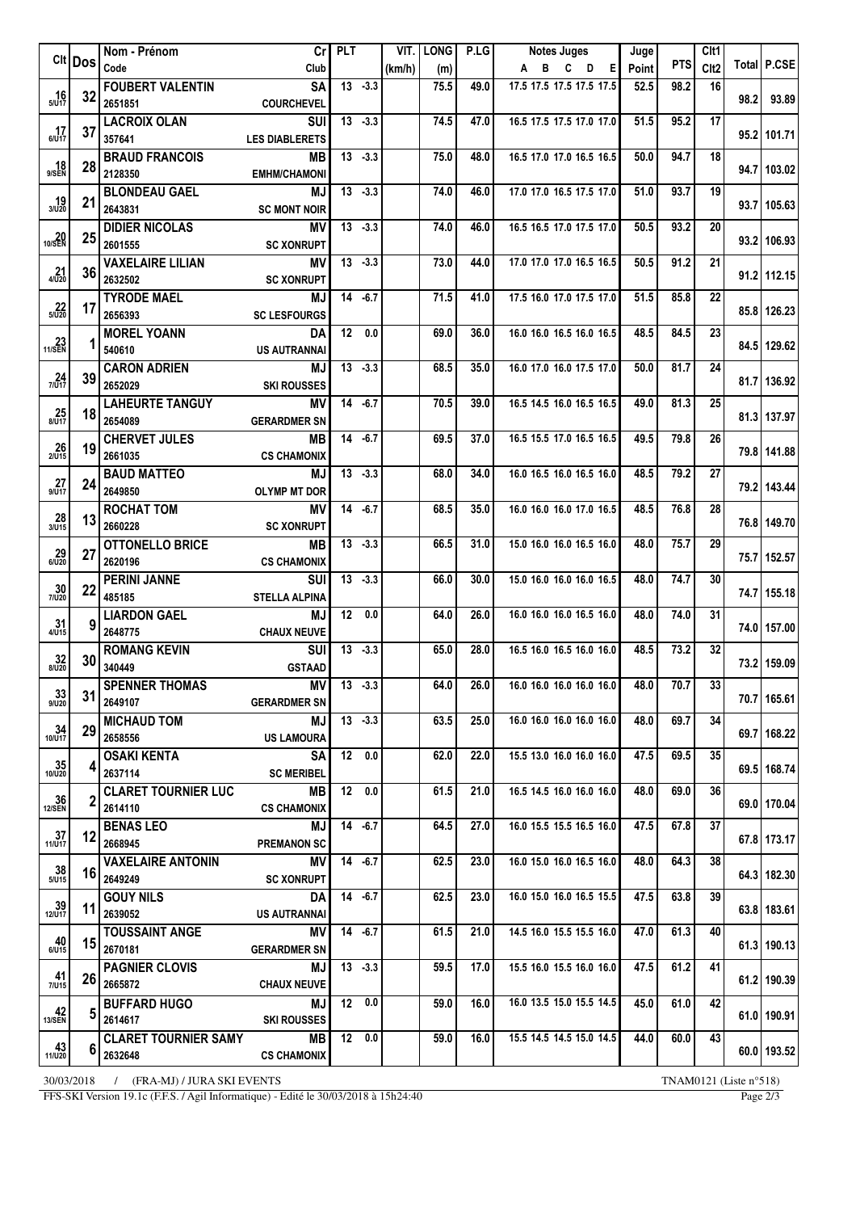| Clt | Dos | Nom - Prénom / Code | Cr / Club | PLT | | VIT. (km/h) | LONG (m) | P.LG | Notes Juges A B C D E | Juge Point | PTS | Clt1 / Clt2 | Total | P.CSE |
|---|---|---|---|---|---|---|---|---|---|---|---|---|---|---|
| 16 5/U17 | 32 | FOUBERT VALENTIN 2651851 | SA COURCHEVEL | 13 | -3.3 | | 75.5 | 49.0 | 17.5 17.5 17.5 17.5 17.5 | 52.5 | 98.2 | 16 | 98.2 | 93.89 |
| 17 6/U17 | 37 | LACROIX OLAN 357641 | SUI LES DIABLERETS | 13 | -3.3 | | 74.5 | 47.0 | 16.5 17.5 17.5 17.0 17.0 | 51.5 | 95.2 | 17 | 95.2 | 101.71 |
| 18 9/SEN | 28 | BRAUD FRANCOIS 2128350 | MB EMHM/CHAMONI | 13 | -3.3 | | 75.0 | 48.0 | 16.5 17.0 17.0 16.5 16.5 | 50.0 | 94.7 | 18 | 94.7 | 103.02 |
| 19 3/U20 | 21 | BLONDEAU GAEL 2643831 | MJ SC MONT NOIR | 13 | -3.3 | | 74.0 | 46.0 | 17.0 17.0 16.5 17.5 17.0 | 51.0 | 93.7 | 19 | 93.7 | 105.63 |
| 20 10/SEN | 25 | DIDIER NICOLAS 2601555 | MV SC XONRUPT | 13 | -3.3 | | 74.0 | 46.0 | 16.5 16.5 17.0 17.5 17.0 | 50.5 | 93.2 | 20 | 93.2 | 106.93 |
| 21 4/U20 | 36 | VAXELAIRE LILIAN 2632502 | MV SC XONRUPT | 13 | -3.3 | | 73.0 | 44.0 | 17.0 17.0 17.0 16.5 16.5 | 50.5 | 91.2 | 21 | 91.2 | 112.15 |
| 22 5/U20 | 17 | TYRODE MAEL 2656393 | MJ SC LESFOURGS | 14 | -6.7 | | 71.5 | 41.0 | 17.5 16.0 17.0 17.5 17.0 | 51.5 | 85.8 | 22 | 85.8 | 126.23 |
| 23 11/SEN | 1 | MOREL YOANN 540610 | DA US AUTRANNAI | 12 | 0.0 | | 69.0 | 36.0 | 16.0 16.0 16.5 16.0 16.5 | 48.5 | 84.5 | 23 | 84.5 | 129.62 |
| 24 7/U17 | 39 | CARON ADRIEN 2652029 | MJ SKI ROUSSES | 13 | -3.3 | | 68.5 | 35.0 | 16.0 17.0 16.0 17.5 17.0 | 50.0 | 81.7 | 24 | 81.7 | 136.92 |
| 25 8/U17 | 18 | LAHEURTE TANGUY 2654089 | MV GERARDMER SN | 14 | -6.7 | | 70.5 | 39.0 | 16.5 14.5 16.0 16.5 16.5 | 49.0 | 81.3 | 25 | 81.3 | 137.97 |
| 26 2/U15 | 19 | CHERVET JULES 2661035 | MB CS CHAMONIX | 14 | -6.7 | | 69.5 | 37.0 | 16.5 15.5 17.0 16.5 16.5 | 49.5 | 79.8 | 26 | 79.8 | 141.88 |
| 27 9/U17 | 24 | BAUD MATTEO 2649850 | MJ OLYMP MT DOR | 13 | -3.3 | | 68.0 | 34.0 | 16.0 16.5 16.0 16.5 16.0 | 48.5 | 79.2 | 27 | 79.2 | 143.44 |
| 28 3/U15 | 13 | ROCHAT TOM 2660228 | MV SC XONRUPT | 14 | -6.7 | | 68.5 | 35.0 | 16.0 16.0 16.0 17.0 16.5 | 48.5 | 76.8 | 28 | 76.8 | 149.70 |
| 29 6/U20 | 27 | OTTONELLO BRICE 2620196 | MB CS CHAMONIX | 13 | -3.3 | | 66.5 | 31.0 | 15.0 16.0 16.0 16.5 16.0 | 48.0 | 75.7 | 29 | 75.7 | 152.57 |
| 30 7/U20 | 22 | PERINI JANNE 485185 | SUI STELLA ALPINA | 13 | -3.3 | | 66.0 | 30.0 | 15.0 16.0 16.0 16.0 16.5 | 48.0 | 74.7 | 30 | 74.7 | 155.18 |
| 31 4/U15 | 9 | LIARDON GAEL 2648775 | MJ CHAUX NEUVE | 12 | 0.0 | | 64.0 | 26.0 | 16.0 16.0 16.0 16.5 16.0 | 48.0 | 74.0 | 31 | 74.0 | 157.00 |
| 32 8/U20 | 30 | ROMANG KEVIN 340449 | SUI GSTAAD | 13 | -3.3 | | 65.0 | 28.0 | 16.5 16.0 16.5 16.0 16.0 | 48.5 | 73.2 | 32 | 73.2 | 159.09 |
| 33 9/U20 | 31 | SPENNER THOMAS 2649107 | MV GERARDMER SN | 13 | -3.3 | | 64.0 | 26.0 | 16.0 16.0 16.0 16.0 16.0 | 48.0 | 70.7 | 33 | 70.7 | 165.61 |
| 34 10/U17 | 29 | MICHAUD TOM 2658556 | MJ US LAMOURA | 13 | -3.3 | | 63.5 | 25.0 | 16.0 16.0 16.0 16.0 16.0 | 48.0 | 69.7 | 34 | 69.7 | 168.22 |
| 35 10/U20 | 4 | OSAKI KENTA 2637114 | SA SC MERIBEL | 12 | 0.0 | | 62.0 | 22.0 | 15.5 13.0 16.0 16.0 16.0 | 47.5 | 69.5 | 35 | 69.5 | 168.74 |
| 36 12/SEN | 2 | CLARET TOURNIER LUC 2614110 | MB CS CHAMONIX | 12 | 0.0 | | 61.5 | 21.0 | 16.5 14.5 16.0 16.0 16.0 | 48.0 | 69.0 | 36 | 69.0 | 170.04 |
| 37 11/U17 | 12 | BENAS LEO 2668945 | MJ PREMANON SC | 14 | -6.7 | | 64.5 | 27.0 | 16.0 15.5 15.5 16.5 16.0 | 47.5 | 67.8 | 37 | 67.8 | 173.17 |
| 38 5/U15 | 16 | VAXELAIRE ANTONIN 2649249 | MV SC XONRUPT | 14 | -6.7 | | 62.5 | 23.0 | 16.0 15.0 16.0 16.5 16.0 | 48.0 | 64.3 | 38 | 64.3 | 182.30 |
| 39 12/U17 | 11 | GOUY NILS 2639052 | DA US AUTRANNAI | 14 | -6.7 | | 62.5 | 23.0 | 16.0 15.0 16.0 16.5 15.5 | 47.5 | 63.8 | 39 | 63.8 | 183.61 |
| 40 6/U15 | 15 | TOUSSAINT ANGE 2670181 | MV GERARDMER SN | 14 | -6.7 | | 61.5 | 21.0 | 14.5 16.0 15.5 15.5 16.0 | 47.0 | 61.3 | 40 | 61.3 | 190.13 |
| 41 7/U15 | 26 | PAGNIER CLOVIS 2665872 | MJ CHAUX NEUVE | 13 | -3.3 | | 59.5 | 17.0 | 15.5 16.0 15.5 16.0 16.0 | 47.5 | 61.2 | 41 | 61.2 | 190.39 |
| 42 13/SEN | 5 | BUFFARD HUGO 2614617 | MJ SKI ROUSSES | 12 | 0.0 | | 59.0 | 16.0 | 16.0 13.5 15.0 15.5 14.5 | 45.0 | 61.0 | 42 | 61.0 | 190.91 |
| 43 11/U20 | 6 | CLARET TOURNIER SAMY 2632648 | MB CS CHAMONIX | 12 | 0.0 | | 59.0 | 16.0 | 15.5 14.5 14.5 15.0 14.5 | 44.0 | 60.0 | 43 | 60.0 | 193.52 |

30/03/2018 / (FRA-MJ) / JURA SKI EVENTS — TNAM0121 (Liste n°518)

FFS-SKI Version 19.1c (F.F.S. / Agil Informatique) - Edité le 30/03/2018 à 15h24:40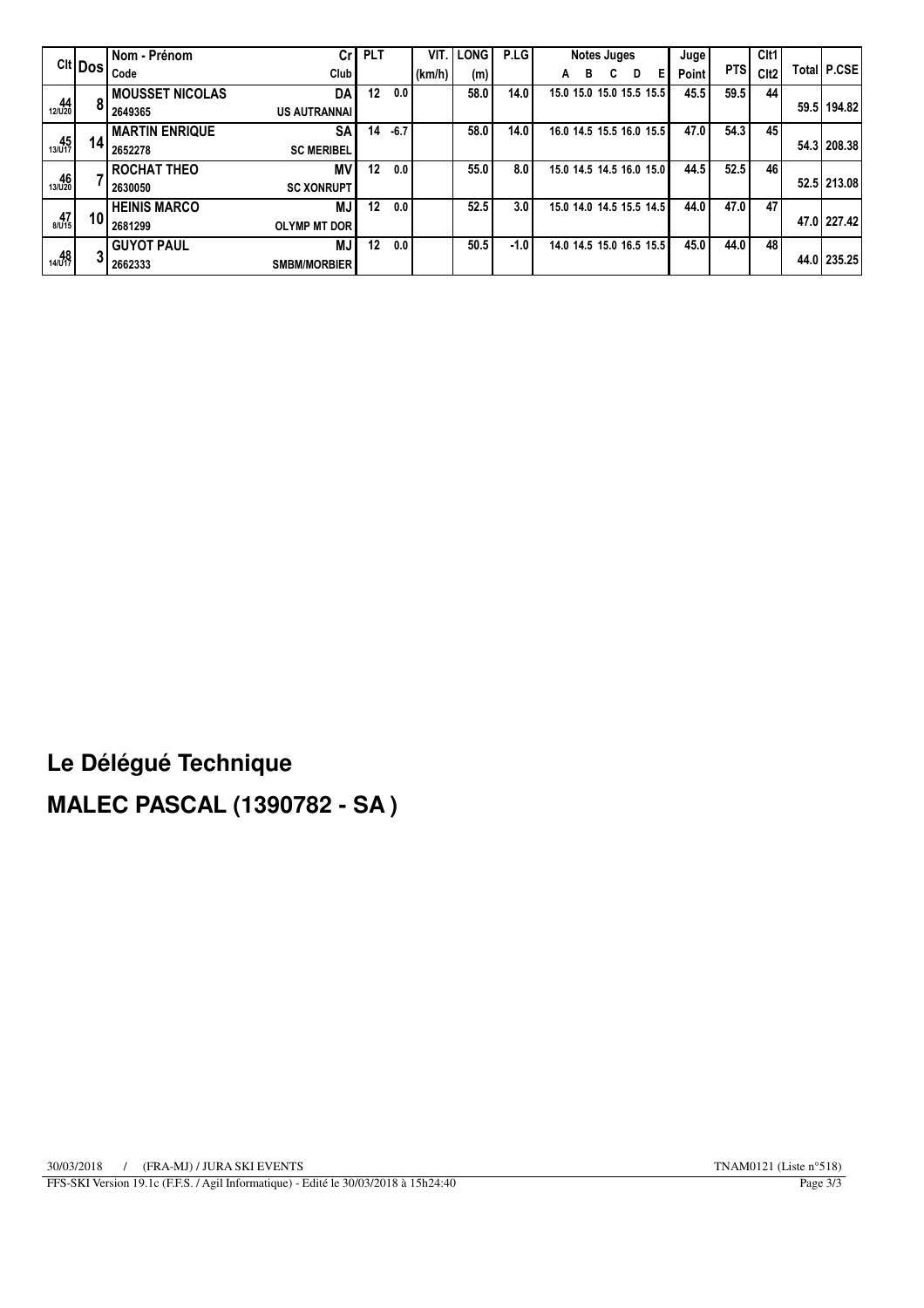| Clt | Dos | Nom - Prénom / Code | Cr / Club | PLT | | VIT. (km/h) | LONG (m) | P.LG | Notes Juges A | B | C | D | E | Juge Point | PTS | Clt1 / Clt2 | Total | P.CSE |
|---|---|---|---|---|---|---|---|---|---|---|---|---|---|---|---|---|---|---|
| 44 12/U20 | 8 | MOUSSET NICOLAS 2649365 | DA US AUTRANNAI | 12 | 0.0 | | 58.0 | 14.0 | 15.0 | 15.0 | 15.0 | 15.5 | 15.5 | 45.5 | 59.5 | 44 | 59.5 | 194.82 |
| 45 13/U17 | 14 | MARTIN ENRIQUE 2652278 | SA SC MERIBEL | 14 | -6.7 | | 58.0 | 14.0 | 16.0 | 14.5 | 15.5 | 16.0 | 15.5 | 47.0 | 54.3 | 45 | 54.3 | 208.38 |
| 46 13/U20 | 7 | ROCHAT THEO 2630050 | MV SC XONRUPT | 12 | 0.0 | | 55.0 | 8.0 | 15.0 | 14.5 | 14.5 | 16.0 | 15.0 | 44.5 | 52.5 | 46 | 52.5 | 213.08 |
| 47 8/U15 | 10 | HEINIS MARCO 2681299 | MJ OLYMP MT DOR | 12 | 0.0 | | 52.5 | 3.0 | 15.0 | 14.0 | 14.5 | 15.5 | 14.5 | 44.0 | 47.0 | 47 | 47.0 | 227.42 |
| 48 14/U17 | 3 | GUYOT PAUL 2662333 | MJ SMBM/MORBIER | 12 | 0.0 | | 50.5 | -1.0 | 14.0 | 14.5 | 15.0 | 16.5 | 15.5 | 45.0 | 44.0 | 48 | 44.0 | 235.25 |

## Le Délégué Technique

## MALEC PASCAL (1390782 - SA )

30/03/2018 / (FRA-MJ) / JURA SKI EVENTS TNAM0121 (Liste n°518)

FFS-SKI Version 19.1c (F.F.S. / Agil Informatique) - Edité le 30/03/2018 à 15h24:40